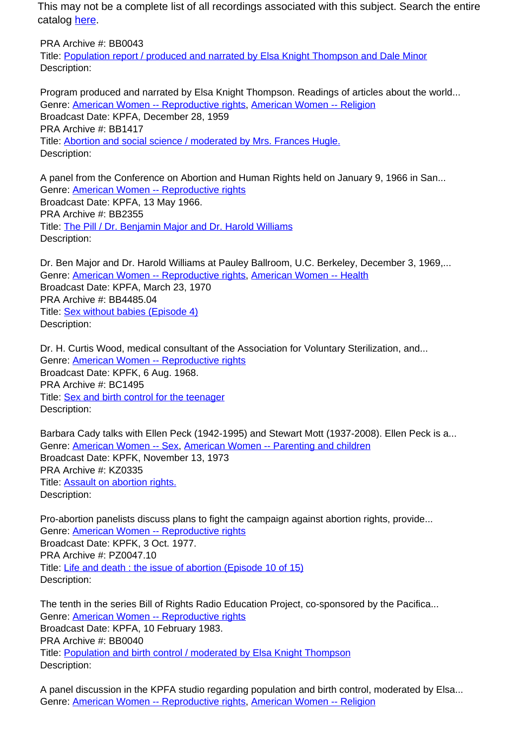This may not be a complete list of all recordings associated with this subject. Search the entire catalog here.

PRA Archive #: BB0043
Title: Population report / produced and narrated by Elsa Knight Thompson and Dale Minor
Description:

Program produced and narrated by Elsa Knight Thompson. Readings of articles about the world...
Genre: American Women -- Reproductive rights, American Women -- Religion
Broadcast Date: KPFA, December 28, 1959

PRA Archive #: BB1417
Title: Abortion and social science / moderated by Mrs. Frances Hugle.
Description:

A panel from the Conference on Abortion and Human Rights held on January 9, 1966 in San...
Genre: American Women -- Reproductive rights
Broadcast Date: KPFA, 13 May 1966.

PRA Archive #: BB2355
Title: The Pill / Dr. Benjamin Major and Dr. Harold Williams
Description:

Dr. Ben Major and Dr. Harold Williams at Pauley Ballroom, U.C. Berkeley, December 3, 1969,...
Genre: American Women -- Reproductive rights, American Women -- Health
Broadcast Date: KPFA, March 23, 1970

PRA Archive #: BB4485.04
Title: Sex without babies (Episode 4)
Description:

Dr. H. Curtis Wood, medical consultant of the Association for Voluntary Sterilization, and...
Genre: American Women -- Reproductive rights
Broadcast Date: KPFK, 6 Aug. 1968.

PRA Archive #: BC1495
Title: Sex and birth control for the teenager
Description:

Barbara Cady talks with Ellen Peck (1942-1995) and Stewart Mott (1937-2008). Ellen Peck is a...
Genre: American Women -- Sex, American Women -- Parenting and children
Broadcast Date: KPFK, November 13, 1973

PRA Archive #: KZ0335
Title: Assault on abortion rights.
Description:

Pro-abortion panelists discuss plans to fight the campaign against abortion rights, provide...
Genre: American Women -- Reproductive rights
Broadcast Date: KPFK, 3 Oct. 1977.

PRA Archive #: PZ0047.10
Title: Life and death : the issue of abortion (Episode 10 of 15)
Description:

The tenth in the series Bill of Rights Radio Education Project, co-sponsored by the Pacifica...
Genre: American Women -- Reproductive rights
Broadcast Date: KPFA, 10 February 1983.

PRA Archive #: BB0040
Title: Population and birth control / moderated by Elsa Knight Thompson
Description:

A panel discussion in the KPFA studio regarding population and birth control, moderated by Elsa...
Genre: American Women -- Reproductive rights, American Women -- Religion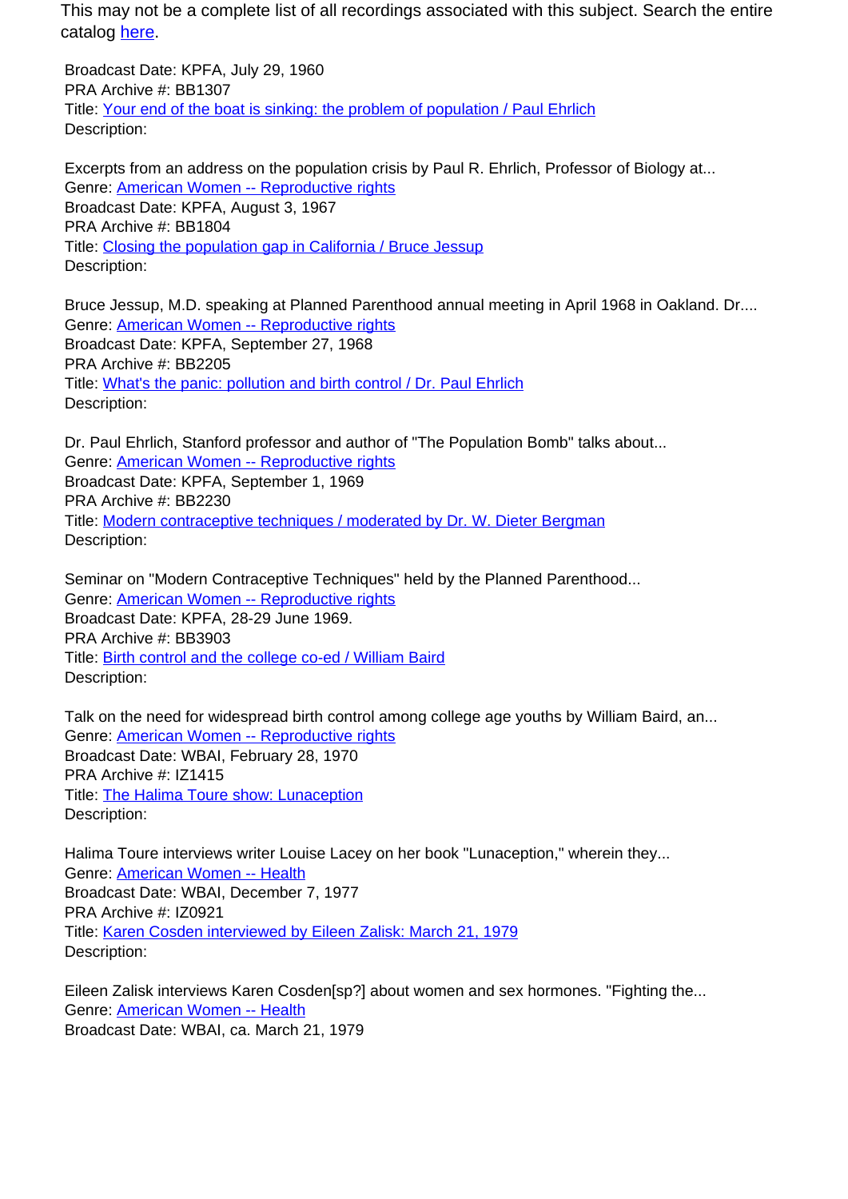This may not be a complete list of all recordings associated with this subject. Search the entire catalog here.

Broadcast Date: KPFA, July 29, 1960
PRA Archive #: BB1307
Title: Your end of the boat is sinking: the problem of population / Paul Ehrlich
Description:

Excerpts from an address on the population crisis by Paul R. Ehrlich, Professor of Biology at...
Genre: American Women -- Reproductive rights
Broadcast Date: KPFA, August 3, 1967
PRA Archive #: BB1804
Title: Closing the population gap in California / Bruce Jessup
Description:

Bruce Jessup, M.D. speaking at Planned Parenthood annual meeting in April 1968 in Oakland. Dr....
Genre: American Women -- Reproductive rights
Broadcast Date: KPFA, September 27, 1968
PRA Archive #: BB2205
Title: What's the panic: pollution and birth control / Dr. Paul Ehrlich
Description:

Dr. Paul Ehrlich, Stanford professor and author of "The Population Bomb" talks about...
Genre: American Women -- Reproductive rights
Broadcast Date: KPFA, September 1, 1969
PRA Archive #: BB2230
Title: Modern contraceptive techniques / moderated by Dr. W. Dieter Bergman
Description:

Seminar on "Modern Contraceptive Techniques" held by the Planned Parenthood...
Genre: American Women -- Reproductive rights
Broadcast Date: KPFA, 28-29 June 1969.
PRA Archive #: BB3903
Title: Birth control and the college co-ed / William Baird
Description:

Talk on the need for widespread birth control among college age youths by William Baird, an...
Genre: American Women -- Reproductive rights
Broadcast Date: WBAI, February 28, 1970
PRA Archive #: IZ1415
Title: The Halima Toure show: Lunaception
Description:

Halima Toure interviews writer Louise Lacey on her book "Lunaception," wherein they...
Genre: American Women -- Health
Broadcast Date: WBAI, December 7, 1977
PRA Archive #: IZ0921
Title: Karen Cosden interviewed by Eileen Zalisk: March 21, 1979
Description:

Eileen Zalisk interviews Karen Cosden[sp?] about women and sex hormones. "Fighting the...
Genre: American Women -- Health
Broadcast Date: WBAI, ca. March 21, 1979